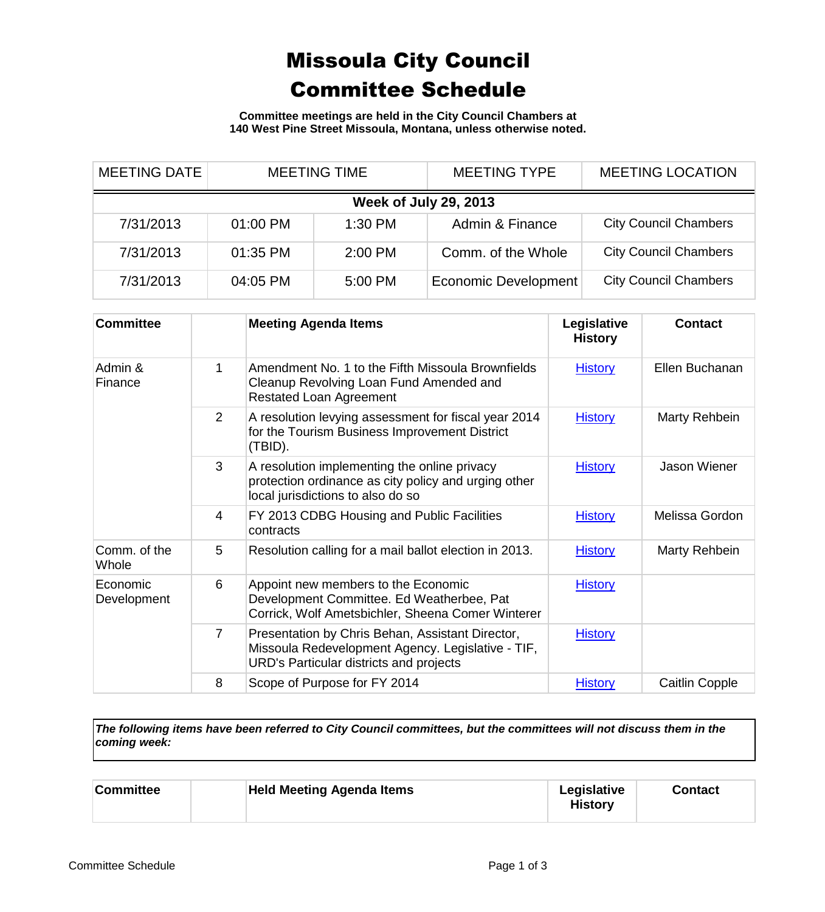# Missoula City Council Committee Schedule

**Committee meetings are held in the City Council Chambers at 140 West Pine Street Missoula, Montana, unless otherwise noted.**

| MEETING DATE | MEETING TIME | | MEETING TYPE | MEETING LOCATION |
|---|---|---|---|---|
| **Week of July 29, 2013** | | | | |
| 7/31/2013 | 01:00 PM | 1:30 PM | Admin & Finance | City Council Chambers |
| 7/31/2013 | 01:35 PM | 2:00 PM | Comm. of the Whole | City Council Chambers |
| 7/31/2013 | 04:05 PM | 5:00 PM | Economic Development | City Council Chambers |

| Committee | | Meeting Agenda Items | Legislative History | Contact |
|---|---|---|---|---|
| Admin & Finance | 1 | Amendment No. 1 to the Fifth Missoula Brownfields Cleanup Revolving Loan Fund Amended and Restated Loan Agreement | History | Ellen Buchanan |
| | 2 | A resolution levying assessment for fiscal year 2014 for the Tourism Business Improvement District (TBID). | History | Marty Rehbein |
| | 3 | A resolution implementing the online privacy protection ordinance as city policy and urging other local jurisdictions to also do so | History | Jason Wiener |
| | 4 | FY 2013 CDBG Housing and Public Facilities contracts | History | Melissa Gordon |
| Comm. of the Whole | 5 | Resolution calling for a mail ballot election in 2013. | History | Marty Rehbein |
| Economic Development | 6 | Appoint new members to the Economic Development Committee. Ed Weatherbee, Pat Corrick, Wolf Ametsbichler, Sheena Comer Winterer | History | |
| | 7 | Presentation by Chris Behan, Assistant Director, Missoula Redevelopment Agency. Legislative - TIF, URD's Particular districts and projects | History | |
| | 8 | Scope of Purpose for FY 2014 | History | Caitlin Copple |

***The following items have been referred to City Council committees, but the committees will not discuss them in the coming week:***

| Committee | | Held Meeting Agenda Items | Legislative History | Contact |
|---|---|---|---|---|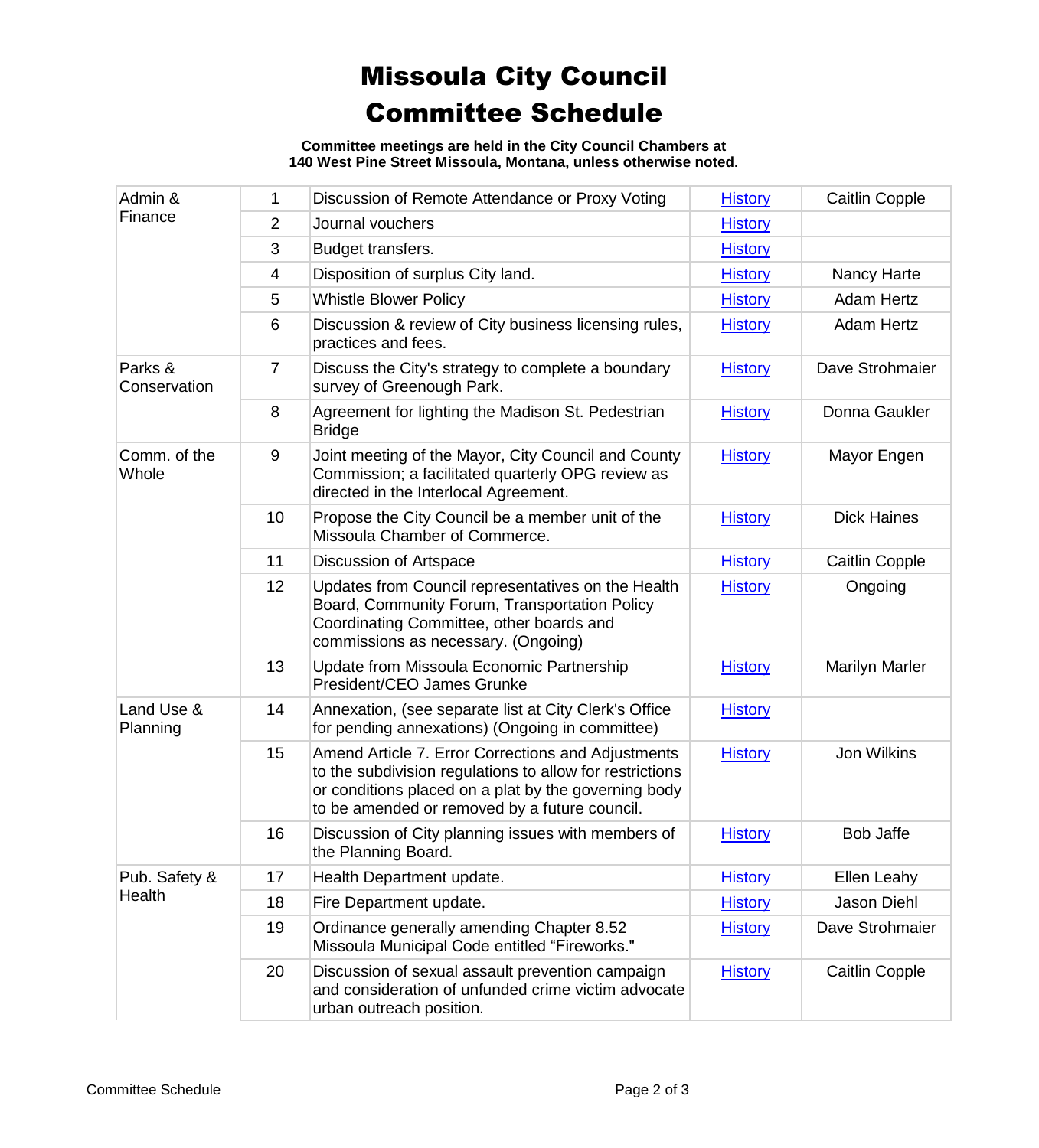# Missoula City Council Committee Schedule

**Committee meetings are held in the City Council Chambers at 140 West Pine Street Missoula, Montana, unless otherwise noted.**

| Committee | # | Item | History | Sponsor |
|---|---|---|---|---|
| Admin & Finance | 1 | Discussion of Remote Attendance or Proxy Voting | History | Caitlin Copple |
| | 2 | Journal vouchers | History | |
| | 3 | Budget transfers. | History | |
| | 4 | Disposition of surplus City land. | History | Nancy Harte |
| | 5 | Whistle Blower Policy | History | Adam Hertz |
| | 6 | Discussion & review of City business licensing rules, practices and fees. | History | Adam Hertz |
| Parks & Conservation | 7 | Discuss the City's strategy to complete a boundary survey of Greenough Park. | History | Dave Strohmaier |
| | 8 | Agreement for lighting the Madison St. Pedestrian Bridge | History | Donna Gaukler |
| Comm. of the Whole | 9 | Joint meeting of the Mayor, City Council and County Commission; a facilitated quarterly OPG review as directed in the Interlocal Agreement. | History | Mayor Engen |
| | 10 | Propose the City Council be a member unit of the Missoula Chamber of Commerce. | History | Dick Haines |
| | 11 | Discussion of Artspace | History | Caitlin Copple |
| | 12 | Updates from Council representatives on the Health Board, Community Forum, Transportation Policy Coordinating Committee, other boards and commissions as necessary. (Ongoing) | History | Ongoing |
| | 13 | Update from Missoula Economic Partnership President/CEO James Grunke | History | Marilyn Marler |
| Land Use & Planning | 14 | Annexation, (see separate list at City Clerk's Office for pending annexations) (Ongoing in committee) | History | |
| | 15 | Amend Article 7. Error Corrections and Adjustments to the subdivision regulations to allow for restrictions or conditions placed on a plat by the governing body to be amended or removed by a future council. | History | Jon Wilkins |
| | 16 | Discussion of City planning issues with members of the Planning Board. | History | Bob Jaffe |
| Pub. Safety & Health | 17 | Health Department update. | History | Ellen Leahy |
| | 18 | Fire Department update. | History | Jason Diehl |
| | 19 | Ordinance generally amending Chapter 8.52 Missoula Municipal Code entitled "Fireworks." | History | Dave Strohmaier |
| | 20 | Discussion of sexual assault prevention campaign and consideration of unfunded crime victim advocate urban outreach position. | History | Caitlin Copple |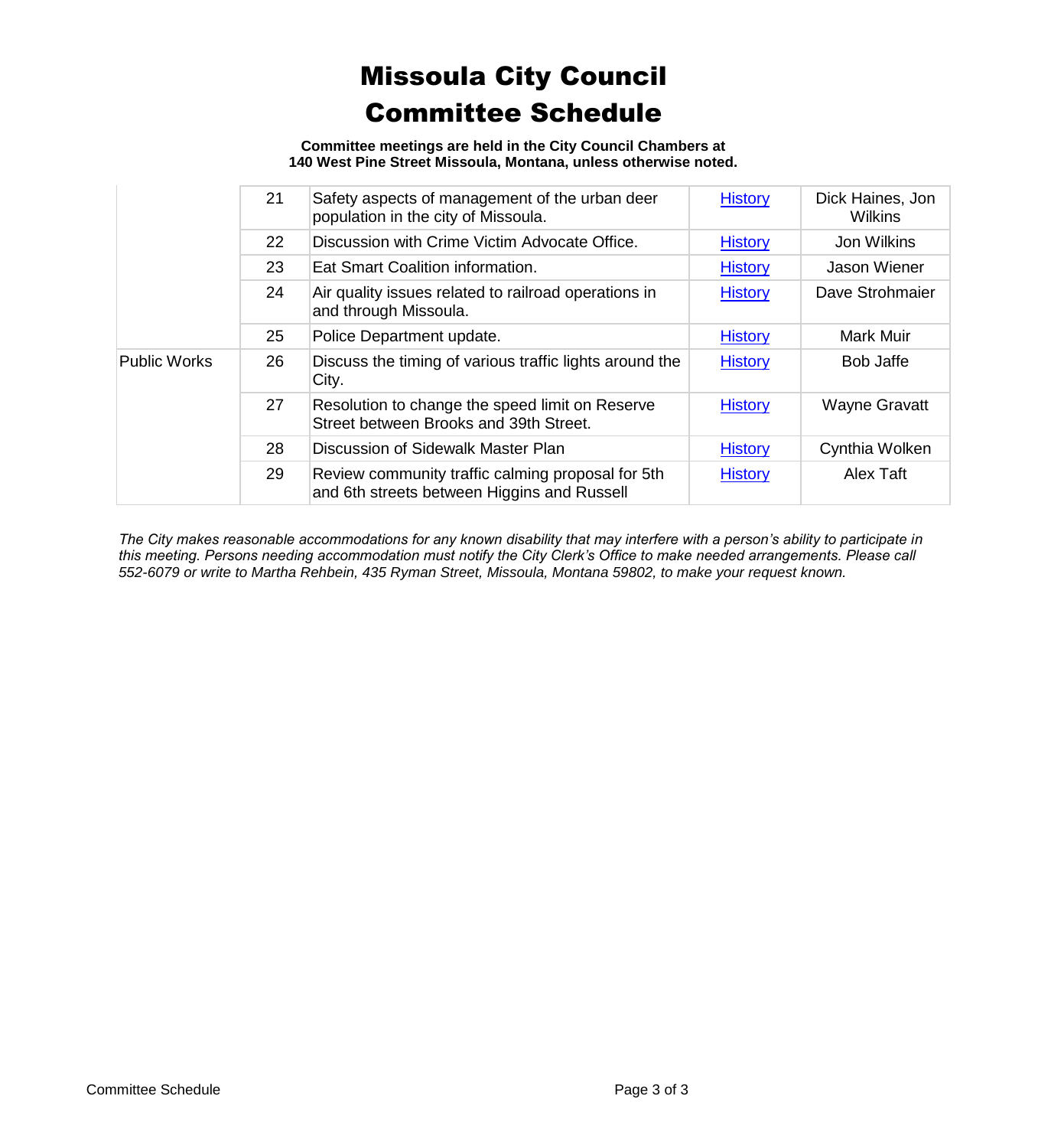# Missoula City Council Committee Schedule

**Committee meetings are held in the City Council Chambers at 140 West Pine Street Missoula, Montana, unless otherwise noted.**

| | | | | |
|---|---|---|---|---|
| | 21 | Safety aspects of management of the urban deer population in the city of Missoula. | History | Dick Haines, Jon Wilkins |
| | 22 | Discussion with Crime Victim Advocate Office. | History | Jon Wilkins |
| | 23 | Eat Smart Coalition information. | History | Jason Wiener |
| | 24 | Air quality issues related to railroad operations in and through Missoula. | History | Dave Strohmaier |
| | 25 | Police Department update. | History | Mark Muir |
| Public Works | 26 | Discuss the timing of various traffic lights around the City. | History | Bob Jaffe |
| | 27 | Resolution to change the speed limit on Reserve Street between Brooks and 39th Street. | History | Wayne Gravatt |
| | 28 | Discussion of Sidewalk Master Plan | History | Cynthia Wolken |
| | 29 | Review community traffic calming proposal for 5th and 6th streets between Higgins and Russell | History | Alex Taft |

*The City makes reasonable accommodations for any known disability that may interfere with a person's ability to participate in this meeting. Persons needing accommodation must notify the City Clerk's Office to make needed arrangements. Please call 552-6079 or write to Martha Rehbein, 435 Ryman Street, Missoula, Montana 59802, to make your request known.*